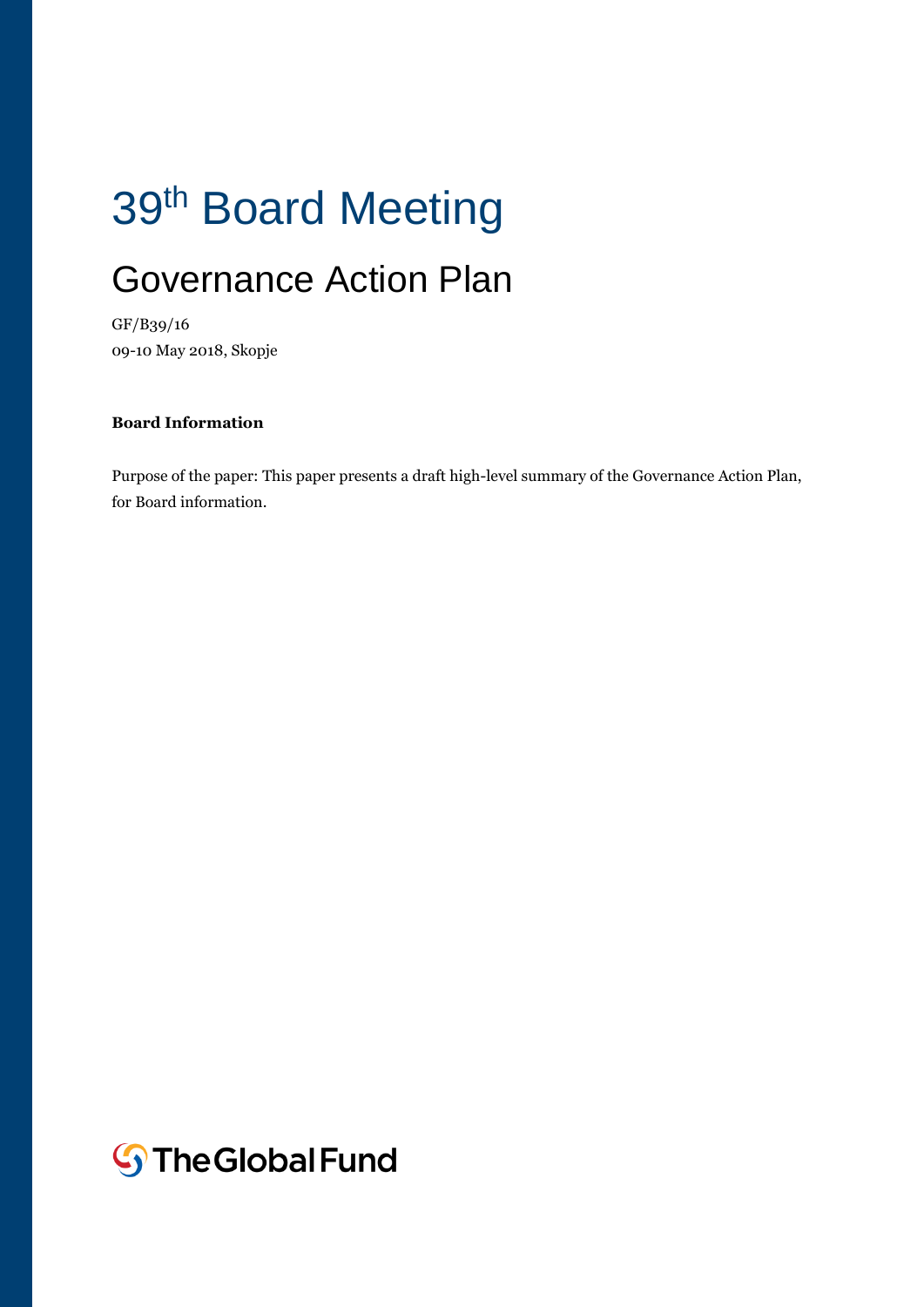# 39th Board Meeting

## Governance Action Plan

GF/B39/16
09-10 May 2018, Skopje

**Board Information**

Purpose of the paper: This paper presents a draft high-level summary of the Governance Action Plan, for Board information.

The Global Fund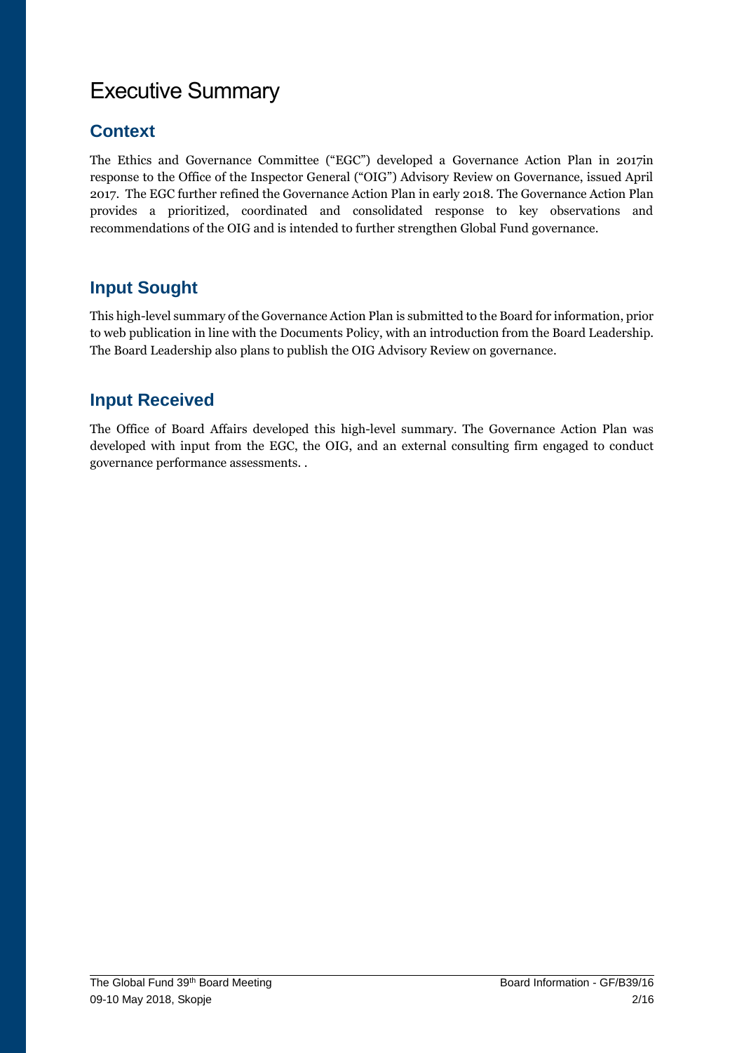# Executive Summary

## Context

The Ethics and Governance Committee ("EGC") developed a Governance Action Plan in 2017in response to the Office of the Inspector General ("OIG") Advisory Review on Governance, issued April 2017. The EGC further refined the Governance Action Plan in early 2018. The Governance Action Plan provides a prioritized, coordinated and consolidated response to key observations and recommendations of the OIG and is intended to further strengthen Global Fund governance.

## Input Sought

This high-level summary of the Governance Action Plan is submitted to the Board for information, prior to web publication in line with the Documents Policy, with an introduction from the Board Leadership. The Board Leadership also plans to publish the OIG Advisory Review on governance.

## Input Received

The Office of Board Affairs developed this high-level summary. The Governance Action Plan was developed with input from the EGC, the OIG, and an external consulting firm engaged to conduct governance performance assessments. .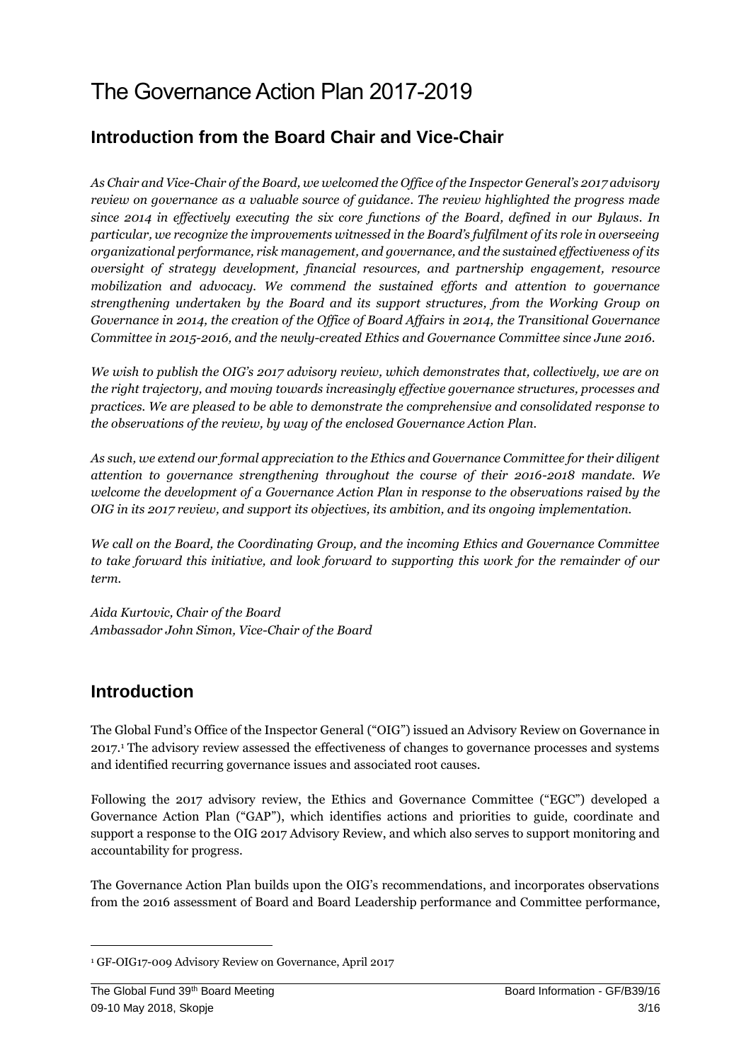# The Governance Action Plan 2017-2019

## Introduction from the Board Chair and Vice-Chair

*As Chair and Vice-Chair of the Board, we welcomed the Office of the Inspector General's 2017 advisory review on governance as a valuable source of guidance. The review highlighted the progress made since 2014 in effectively executing the six core functions of the Board, defined in our Bylaws. In particular, we recognize the improvements witnessed in the Board's fulfilment of its role in overseeing organizational performance, risk management, and governance, and the sustained effectiveness of its oversight of strategy development, financial resources, and partnership engagement, resource mobilization and advocacy. We commend the sustained efforts and attention to governance strengthening undertaken by the Board and its support structures, from the Working Group on Governance in 2014, the creation of the Office of Board Affairs in 2014, the Transitional Governance Committee in 2015-2016, and the newly-created Ethics and Governance Committee since June 2016.*

*We wish to publish the OIG's 2017 advisory review, which demonstrates that, collectively, we are on the right trajectory, and moving towards increasingly effective governance structures, processes and practices. We are pleased to be able to demonstrate the comprehensive and consolidated response to the observations of the review, by way of the enclosed Governance Action Plan.*

*As such, we extend our formal appreciation to the Ethics and Governance Committee for their diligent attention to governance strengthening throughout the course of their 2016-2018 mandate. We welcome the development of a Governance Action Plan in response to the observations raised by the OIG in its 2017 review, and support its objectives, its ambition, and its ongoing implementation.*

*We call on the Board, the Coordinating Group, and the incoming Ethics and Governance Committee to take forward this initiative, and look forward to supporting this work for the remainder of our term.*

*Aida Kurtovic, Chair of the Board*
*Ambassador John Simon, Vice-Chair of the Board*

## Introduction

The Global Fund's Office of the Inspector General ("OIG") issued an Advisory Review on Governance in 2017.[1] The advisory review assessed the effectiveness of changes to governance processes and systems and identified recurring governance issues and associated root causes.

Following the 2017 advisory review, the Ethics and Governance Committee ("EGC") developed a Governance Action Plan ("GAP"), which identifies actions and priorities to guide, coordinate and support a response to the OIG 2017 Advisory Review, and which also serves to support monitoring and accountability for progress.

The Governance Action Plan builds upon the OIG's recommendations, and incorporates observations from the 2016 assessment of Board and Board Leadership performance and Committee performance,

[1] GF-OIG17-009 Advisory Review on Governance, April 2017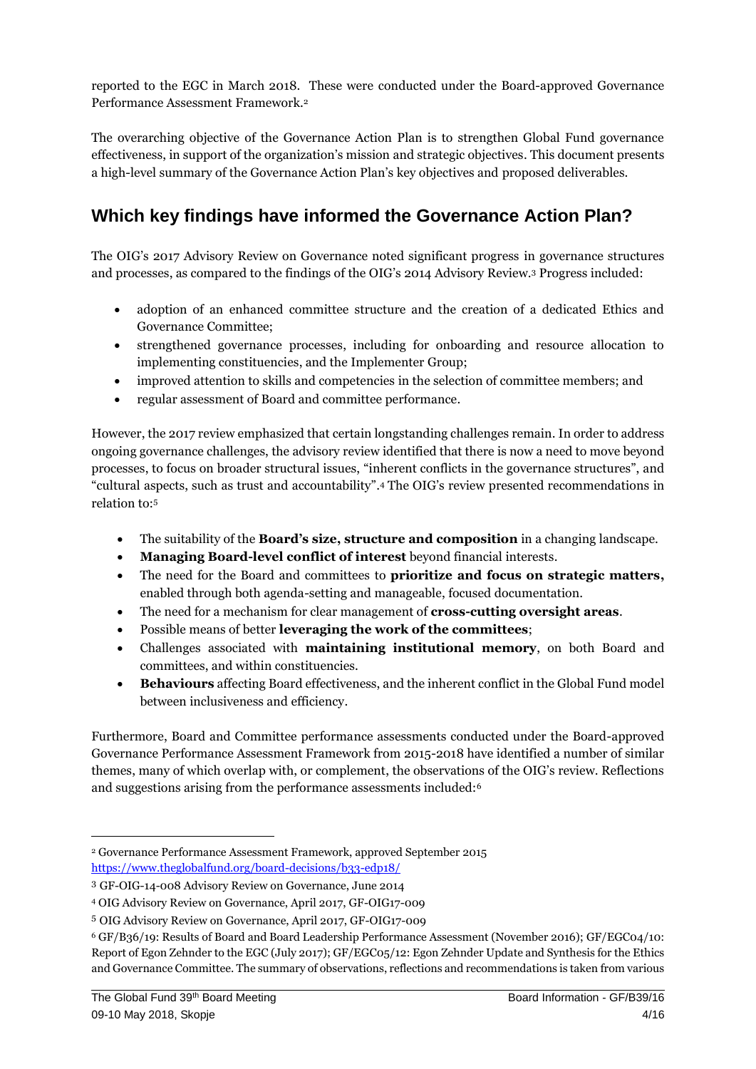reported to the EGC in March 2018. These were conducted under the Board-approved Governance Performance Assessment Framework.[2]

The overarching objective of the Governance Action Plan is to strengthen Global Fund governance effectiveness, in support of the organization's mission and strategic objectives. This document presents a high-level summary of the Governance Action Plan's key objectives and proposed deliverables.

## Which key findings have informed the Governance Action Plan?

The OIG's 2017 Advisory Review on Governance noted significant progress in governance structures and processes, as compared to the findings of the OIG's 2014 Advisory Review.[3] Progress included:

- adoption of an enhanced committee structure and the creation of a dedicated Ethics and Governance Committee;
- strengthened governance processes, including for onboarding and resource allocation to implementing constituencies, and the Implementer Group;
- improved attention to skills and competencies in the selection of committee members; and
- regular assessment of Board and committee performance.

However, the 2017 review emphasized that certain longstanding challenges remain. In order to address ongoing governance challenges, the advisory review identified that there is now a need to move beyond processes, to focus on broader structural issues, "inherent conflicts in the governance structures", and "cultural aspects, such as trust and accountability".[4] The OIG's review presented recommendations in relation to:[5]

- The suitability of the **Board's size, structure and composition** in a changing landscape.
- **Managing Board-level conflict of interest** beyond financial interests.
- The need for the Board and committees to **prioritize and focus on strategic matters,** enabled through both agenda-setting and manageable, focused documentation.
- The need for a mechanism for clear management of **cross-cutting oversight areas**.
- Possible means of better **leveraging the work of the committees**;
- Challenges associated with **maintaining institutional memory**, on both Board and committees, and within constituencies.
- **Behaviours** affecting Board effectiveness, and the inherent conflict in the Global Fund model between inclusiveness and efficiency.

Furthermore, Board and Committee performance assessments conducted under the Board-approved Governance Performance Assessment Framework from 2015-2018 have identified a number of similar themes, many of which overlap with, or complement, the observations of the OIG's review. Reflections and suggestions arising from the performance assessments included:[6]

---

[2] Governance Performance Assessment Framework, approved September 2015 https://www.theglobalfund.org/board-decisions/b33-edp18/

[3] GF-OIG-14-008 Advisory Review on Governance, June 2014

[4] OIG Advisory Review on Governance, April 2017, GF-OIG17-009

[5] OIG Advisory Review on Governance, April 2017, GF-OIG17-009

[6] GF/B36/19: Results of Board and Board Leadership Performance Assessment (November 2016); GF/EGC04/10: Report of Egon Zehnder to the EGC (July 2017); GF/EGC05/12: Egon Zehnder Update and Synthesis for the Ethics and Governance Committee. The summary of observations, reflections and recommendations is taken from various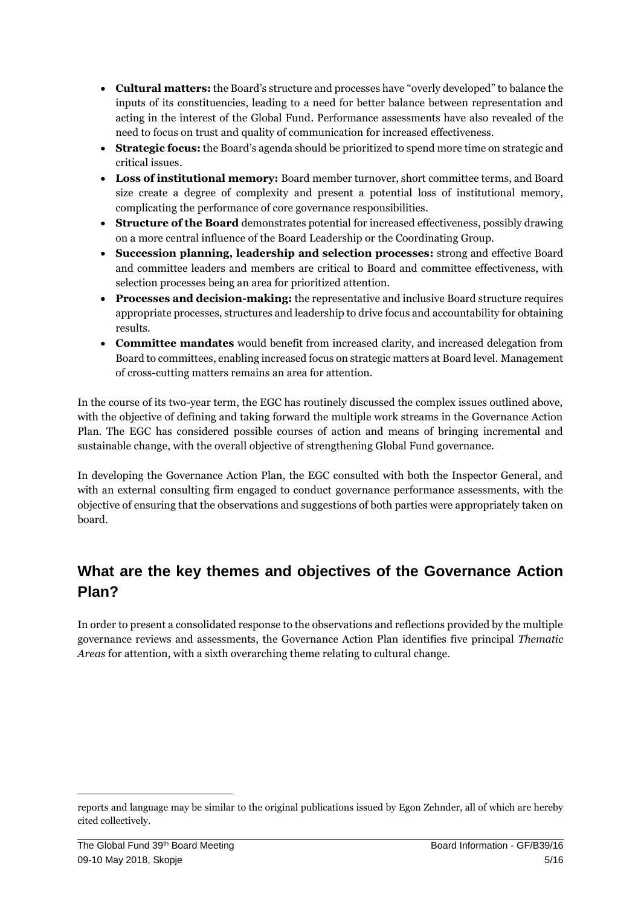- **Cultural matters:** the Board's structure and processes have "overly developed" to balance the inputs of its constituencies, leading to a need for better balance between representation and acting in the interest of the Global Fund. Performance assessments have also revealed of the need to focus on trust and quality of communication for increased effectiveness.
- **Strategic focus:** the Board's agenda should be prioritized to spend more time on strategic and critical issues.
- **Loss of institutional memory:** Board member turnover, short committee terms, and Board size create a degree of complexity and present a potential loss of institutional memory, complicating the performance of core governance responsibilities.
- **Structure of the Board** demonstrates potential for increased effectiveness, possibly drawing on a more central influence of the Board Leadership or the Coordinating Group.
- **Succession planning, leadership and selection processes:** strong and effective Board and committee leaders and members are critical to Board and committee effectiveness, with selection processes being an area for prioritized attention.
- **Processes and decision-making:** the representative and inclusive Board structure requires appropriate processes, structures and leadership to drive focus and accountability for obtaining results.
- **Committee mandates** would benefit from increased clarity, and increased delegation from Board to committees, enabling increased focus on strategic matters at Board level. Management of cross-cutting matters remains an area for attention.

In the course of its two-year term, the EGC has routinely discussed the complex issues outlined above, with the objective of defining and taking forward the multiple work streams in the Governance Action Plan. The EGC has considered possible courses of action and means of bringing incremental and sustainable change, with the overall objective of strengthening Global Fund governance.

In developing the Governance Action Plan, the EGC consulted with both the Inspector General, and with an external consulting firm engaged to conduct governance performance assessments, with the objective of ensuring that the observations and suggestions of both parties were appropriately taken on board.

## What are the key themes and objectives of the Governance Action Plan?

In order to present a consolidated response to the observations and reflections provided by the multiple governance reviews and assessments, the Governance Action Plan identifies five principal *Thematic Areas* for attention, with a sixth overarching theme relating to cultural change.

reports and language may be similar to the original publications issued by Egon Zehnder, all of which are hereby cited collectively.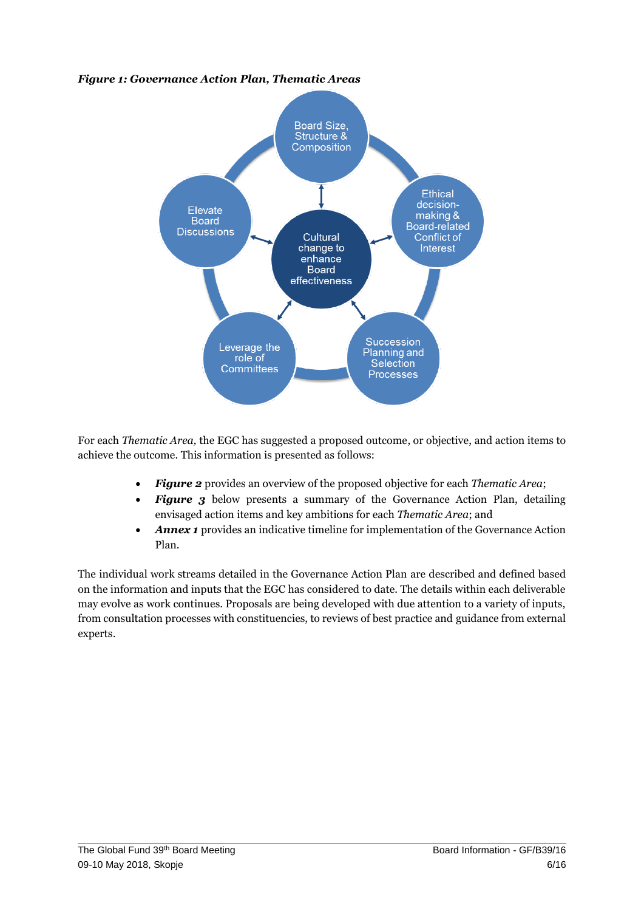***Figure 1: Governance Action Plan, Thematic Areas***

Board Size, Structure & Composition

Ethical decision-making & Board-related Conflict of Interest

Succession Planning and Selection Processes

Leverage the role of Committees

Elevate Board Discussions

Cultural change to enhance Board effectiveness

For each *Thematic Area,* the EGC has suggested a proposed outcome, or objective, and action items to achieve the outcome. This information is presented as follows:

- ***Figure 2*** provides an overview of the proposed objective for each *Thematic Area*;
- ***Figure 3*** below presents a summary of the Governance Action Plan, detailing envisaged action items and key ambitions for each *Thematic Area*; and
- ***Annex 1*** provides an indicative timeline for implementation of the Governance Action Plan.

The individual work streams detailed in the Governance Action Plan are described and defined based on the information and inputs that the EGC has considered to date. The details within each deliverable may evolve as work continues. Proposals are being developed with due attention to a variety of inputs, from consultation processes with constituencies, to reviews of best practice and guidance from external experts.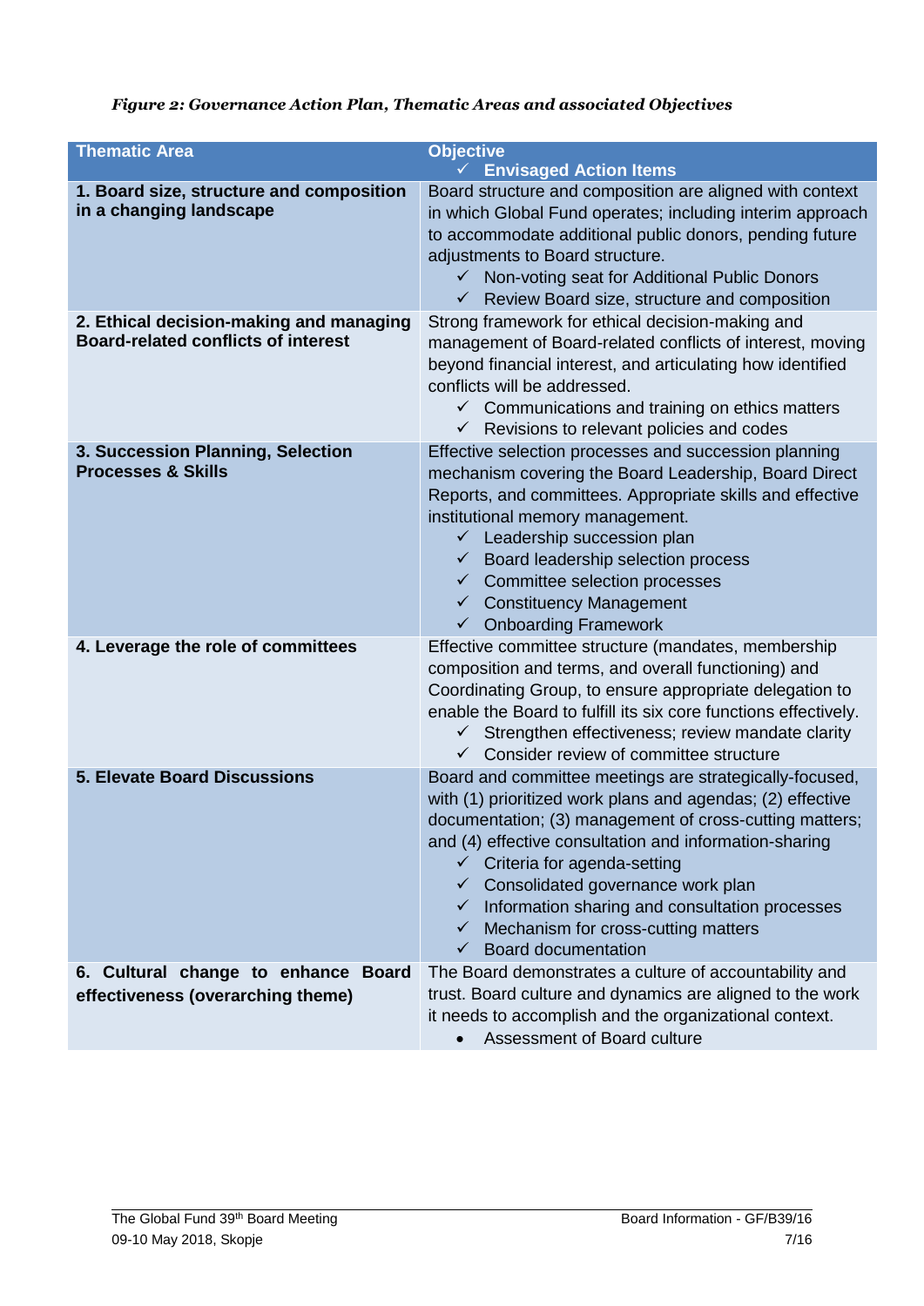*Figure 2: Governance Action Plan, Thematic Areas and associated Objectives*

| Thematic Area | Objective<br>✓ Envisaged Action Items |
|---|---|
| **1. Board size, structure and composition in a changing landscape** | Board structure and composition are aligned with context in which Global Fund operates; including interim approach to accommodate additional public donors, pending future adjustments to Board structure.<br>✓ Non-voting seat for Additional Public Donors<br>✓ Review Board size, structure and composition |
| **2. Ethical decision-making and managing Board-related conflicts of interest** | Strong framework for ethical decision-making and management of Board-related conflicts of interest, moving beyond financial interest, and articulating how identified conflicts will be addressed.<br>✓ Communications and training on ethics matters<br>✓ Revisions to relevant policies and codes |
| **3. Succession Planning, Selection Processes & Skills** | Effective selection processes and succession planning mechanism covering the Board Leadership, Board Direct Reports, and committees. Appropriate skills and effective institutional memory management.<br>✓ Leadership succession plan<br>✓ Board leadership selection process<br>✓ Committee selection processes<br>✓ Constituency Management<br>✓ Onboarding Framework |
| **4. Leverage the role of committees** | Effective committee structure (mandates, membership composition and terms, and overall functioning) and Coordinating Group, to ensure appropriate delegation to enable the Board to fulfill its six core functions effectively.<br>✓ Strengthen effectiveness; review mandate clarity<br>✓ Consider review of committee structure |
| **5. Elevate Board Discussions** | Board and committee meetings are strategically-focused, with (1) prioritized work plans and agendas; (2) effective documentation; (3) management of cross-cutting matters; and (4) effective consultation and information-sharing<br>✓ Criteria for agenda-setting<br>✓ Consolidated governance work plan<br>✓ Information sharing and consultation processes<br>✓ Mechanism for cross-cutting matters<br>✓ Board documentation |
| **6. Cultural change to enhance Board effectiveness (overarching theme)** | The Board demonstrates a culture of accountability and trust. Board culture and dynamics are aligned to the work it needs to accomplish and the organizational context.<br>• Assessment of Board culture |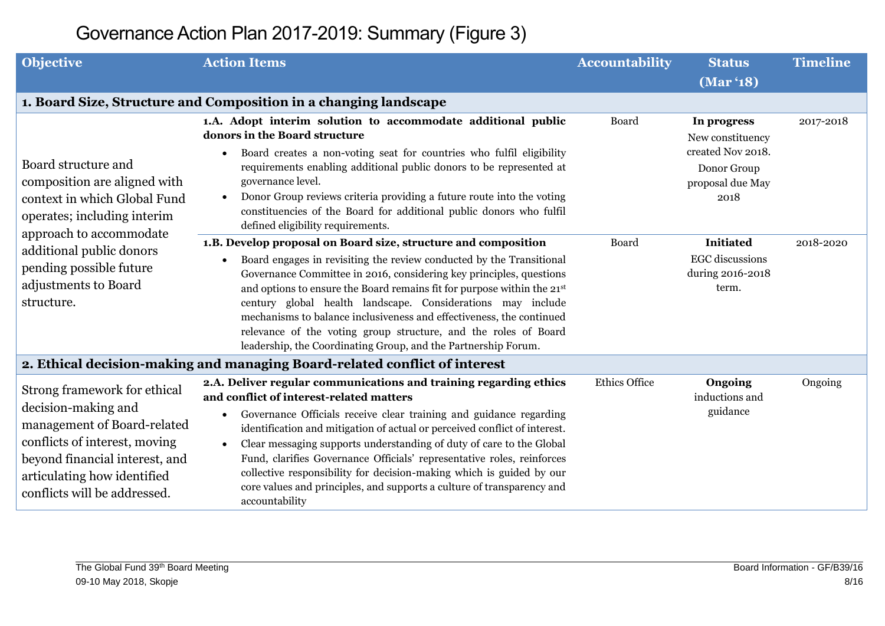# Governance Action Plan 2017-2019: Summary (Figure 3)

| Objective | Action Items | Accountability | Status (Mar '18) | Timeline |
|---|---|---|---|---|
| **1. Board Size, Structure and Composition in a changing landscape** | | | | |
| Board structure and composition are aligned with context in which Global Fund operates; including interim approach to accommodate additional public donors pending possible future adjustments to Board structure. | **1.A. Adopt interim solution to accommodate additional public donors in the Board structure**<br>• Board creates a non-voting seat for countries who fulfil eligibility requirements enabling additional public donors to be represented at governance level.<br>• Donor Group reviews criteria providing a future route into the voting constituencies of the Board for additional public donors who fulfil defined eligibility requirements. | Board | **In progress**<br>New constituency created Nov 2018.<br>Donor Group proposal due May 2018 | 2017-2018 |
| | **1.B. Develop proposal on Board size, structure and composition**<br>• Board engages in revisiting the review conducted by the Transitional Governance Committee in 2016, considering key principles, questions and options to ensure the Board remains fit for purpose within the 21st century global health landscape. Considerations may include mechanisms to balance inclusiveness and effectiveness, the continued relevance of the voting group structure, and the roles of Board leadership, the Coordinating Group, and the Partnership Forum. | Board | **Initiated**<br>EGC discussions during 2016-2018 term. | 2018-2020 |
| **2. Ethical decision-making and managing Board-related conflict of interest** | | | | |
| Strong framework for ethical decision-making and management of Board-related conflicts of interest, moving beyond financial interest, and articulating how identified conflicts will be addressed. | **2.A. Deliver regular communications and training regarding ethics and conflict of interest-related matters**<br>• Governance Officials receive clear training and guidance regarding identification and mitigation of actual or perceived conflict of interest.<br>• Clear messaging supports understanding of duty of care to the Global Fund, clarifies Governance Officials' representative roles, reinforces collective responsibility for decision-making which is guided by our core values and principles, and supports a culture of transparency and accountability | Ethics Office | **Ongoing**<br>inductions and guidance | Ongoing |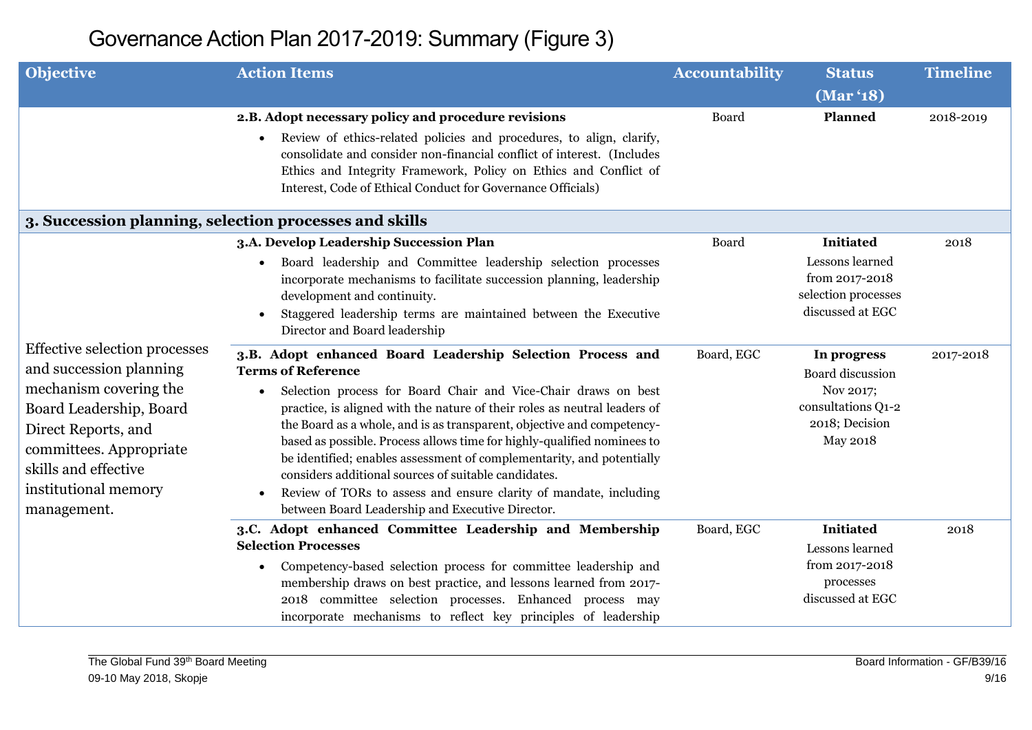# Governance Action Plan 2017-2019: Summary (Figure 3)

| Objective | Action Items | Accountability | Status (Mar '18) | Timeline |
|---|---|---|---|---|
| | **2.B. Adopt necessary policy and procedure revisions**<br>• Review of ethics-related policies and procedures, to align, clarify, consolidate and consider non-financial conflict of interest. (Includes Ethics and Integrity Framework, Policy on Ethics and Conflict of Interest, Code of Ethical Conduct for Governance Officials) | Board | **Planned** | 2018-2019 |
| **3. Succession planning, selection processes and skills** | | | | |
| Effective selection processes and succession planning mechanism covering the Board Leadership, Board Direct Reports, and committees. Appropriate skills and effective institutional memory management. | **3.A. Develop Leadership Succession Plan**<br>• Board leadership and Committee leadership selection processes incorporate mechanisms to facilitate succession planning, leadership development and continuity.<br>• Staggered leadership terms are maintained between the Executive Director and Board leadership | Board | **Initiated**<br>Lessons learned from 2017-2018 selection processes discussed at EGC | 2018 |
| | **3.B. Adopt enhanced Board Leadership Selection Process and Terms of Reference**<br>• Selection process for Board Chair and Vice-Chair draws on best practice, is aligned with the nature of their roles as neutral leaders of the Board as a whole, and is as transparent, objective and competency-based as possible. Process allows time for highly-qualified nominees to be identified; enables assessment of complementarity, and potentially considers additional sources of suitable candidates.<br>• Review of TORs to assess and ensure clarity of mandate, including between Board Leadership and Executive Director. | Board, EGC | **In progress**<br>Board discussion Nov 2017; consultations Q1-2 2018; Decision May 2018 | 2017-2018 |
| | **3.C. Adopt enhanced Committee Leadership and Membership Selection Processes**<br>• Competency-based selection process for committee leadership and membership draws on best practice, and lessons learned from 2017-2018 committee selection processes. Enhanced process may incorporate mechanisms to reflect key principles of leadership | Board, EGC | **Initiated**<br>Lessons learned from 2017-2018 processes discussed at EGC | 2018 |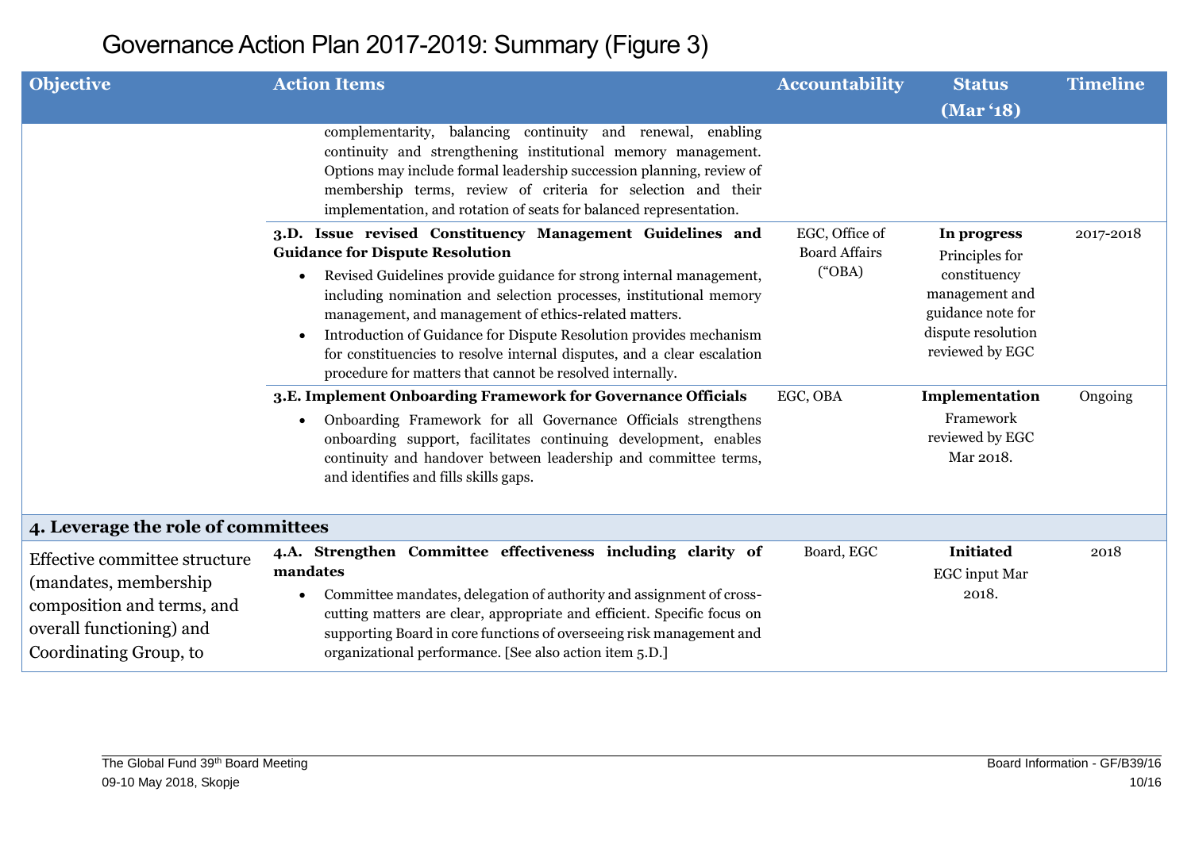# Governance Action Plan 2017-2019: Summary (Figure 3)

| Objective | Action Items | Accountability | Status (Mar '18) | Timeline |
|---|---|---|---|---|
| | complementarity, balancing continuity and renewal, enabling continuity and strengthening institutional memory management. Options may include formal leadership succession planning, review of membership terms, review of criteria for selection and their implementation, and rotation of seats for balanced representation. | | | |
| | **3.D. Issue revised Constituency Management Guidelines and Guidance for Dispute Resolution**<br>• Revised Guidelines provide guidance for strong internal management, including nomination and selection processes, institutional memory management, and management of ethics-related matters.<br>• Introduction of Guidance for Dispute Resolution provides mechanism for constituencies to resolve internal disputes, and a clear escalation procedure for matters that cannot be resolved internally. | EGC, Office of Board Affairs ("OBA) | **In progress**<br>Principles for constituency management and guidance note for dispute resolution reviewed by EGC | 2017-2018 |
| | **3.E. Implement Onboarding Framework for Governance Officials**<br>• Onboarding Framework for all Governance Officials strengthens onboarding support, facilitates continuing development, enables continuity and handover between leadership and committee terms, and identifies and fills skills gaps. | EGC, OBA | **Implementation**<br>Framework reviewed by EGC Mar 2018. | Ongoing |
| **4. Leverage the role of committees** | | | | |
| Effective committee structure (mandates, membership composition and terms, and overall functioning) and Coordinating Group, to | **4.A. Strengthen Committee effectiveness including clarity of mandates**<br>• Committee mandates, delegation of authority and assignment of cross-cutting matters are clear, appropriate and efficient. Specific focus on supporting Board in core functions of overseeing risk management and organizational performance. [See also action item 5.D.] | Board, EGC | **Initiated**<br>EGC input Mar 2018. | 2018 |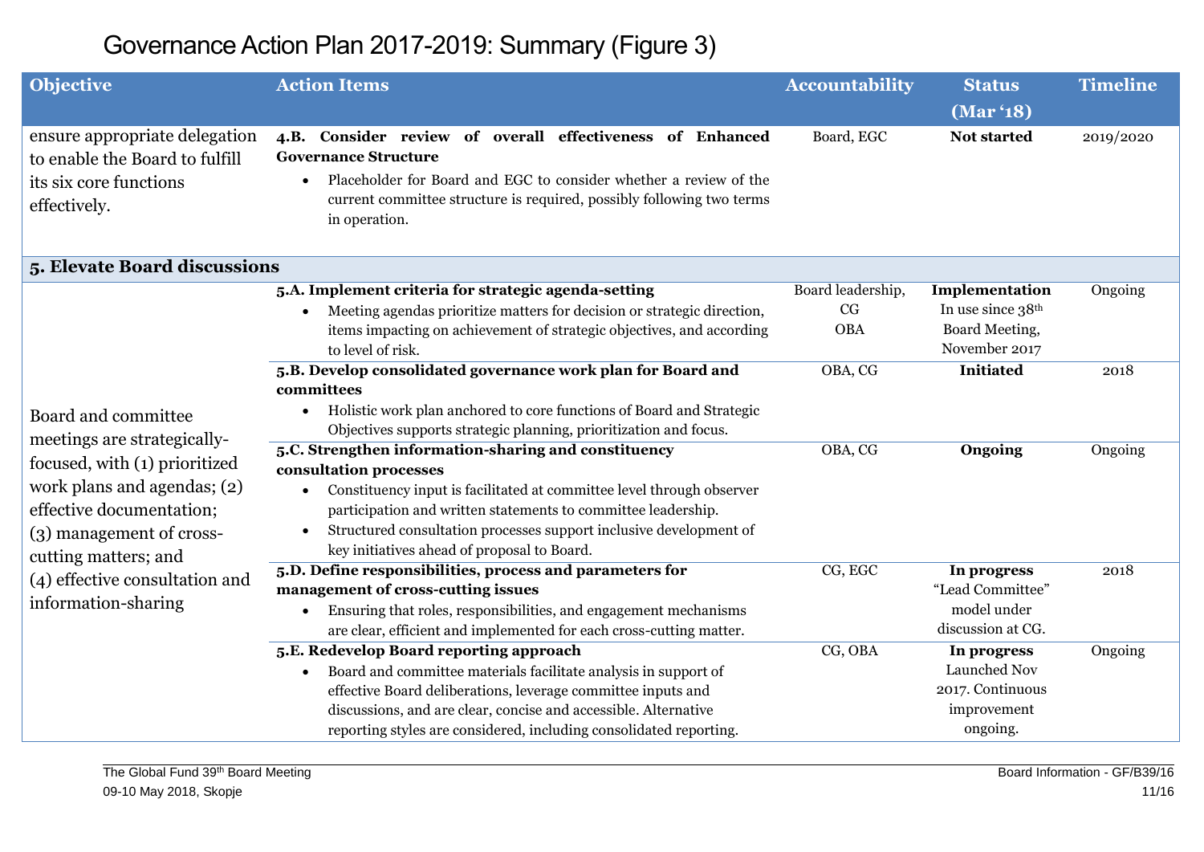# Governance Action Plan 2017-2019: Summary (Figure 3)

| Objective | Action Items | Accountability | Status (Mar '18) | Timeline |
|---|---|---|---|---|
| ensure appropriate delegation to enable the Board to fulfill its six core functions effectively. | **4.B. Consider review of overall effectiveness of Enhanced Governance Structure**<br>• Placeholder for Board and EGC to consider whether a review of the current committee structure is required, possibly following two terms in operation. | Board, EGC | **Not started** | 2019/2020 |
| **5. Elevate Board discussions** | | | | |
| Board and committee meetings are strategically-focused, with (1) prioritized work plans and agendas; (2) effective documentation; (3) management of cross-cutting matters; and (4) effective consultation and information-sharing | **5.A. Implement criteria for strategic agenda-setting**<br>• Meeting agendas prioritize matters for decision or strategic direction, items impacting on achievement of strategic objectives, and according to level of risk. | Board leadership, CG OBA | **Implementation** In use since 38th Board Meeting, November 2017 | Ongoing |
| | **5.B. Develop consolidated governance work plan for Board and committees**<br>• Holistic work plan anchored to core functions of Board and Strategic Objectives supports strategic planning, prioritization and focus. | OBA, CG | **Initiated** | 2018 |
| | **5.C. Strengthen information-sharing and constituency consultation processes**<br>• Constituency input is facilitated at committee level through observer participation and written statements to committee leadership.<br>• Structured consultation processes support inclusive development of key initiatives ahead of proposal to Board. | OBA, CG | **Ongoing** | Ongoing |
| | **5.D. Define responsibilities, process and parameters for management of cross-cutting issues**<br>• Ensuring that roles, responsibilities, and engagement mechanisms are clear, efficient and implemented for each cross-cutting matter. | CG, EGC | **In progress** "Lead Committee" model under discussion at CG. | 2018 |
| | **5.E. Redevelop Board reporting approach**<br>• Board and committee materials facilitate analysis in support of effective Board deliberations, leverage committee inputs and discussions, and are clear, concise and accessible. Alternative reporting styles are considered, including consolidated reporting. | CG, OBA | **In progress** Launched Nov 2017. Continuous improvement ongoing. | Ongoing |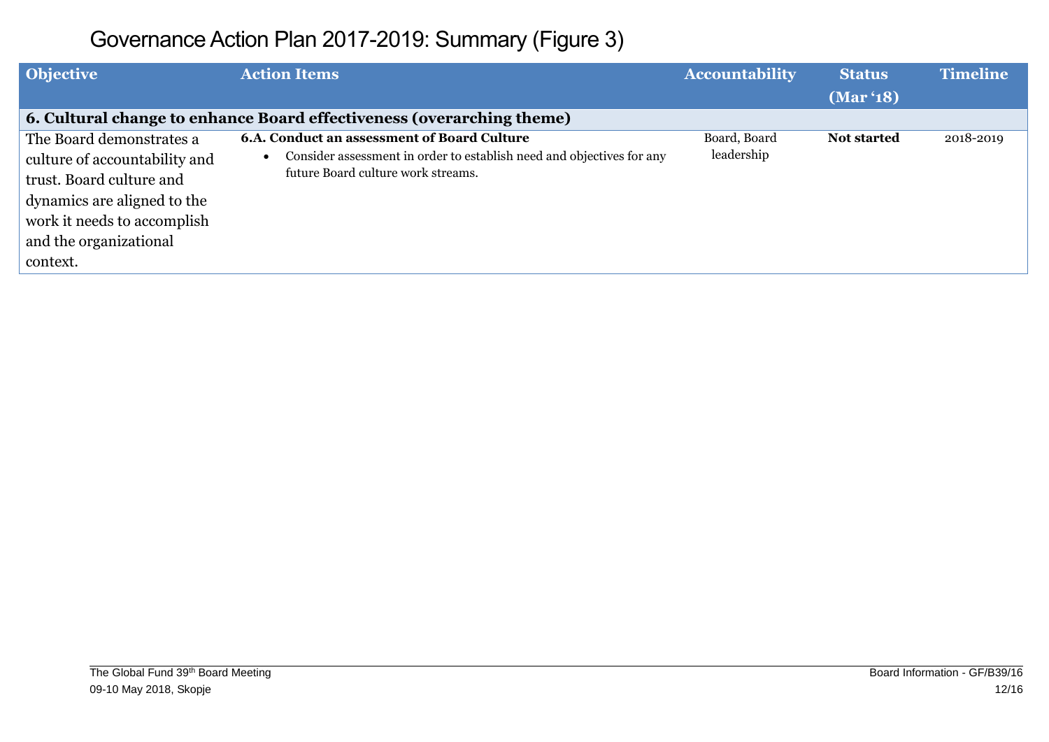# Governance Action Plan 2017-2019: Summary (Figure 3)

| Objective | Action Items | Accountability | Status (Mar '18) | Timeline |
| --- | --- | --- | --- | --- |
| **6. Cultural change to enhance Board effectiveness (overarching theme)** | | | | |
| The Board demonstrates a culture of accountability and trust. Board culture and dynamics are aligned to the work it needs to accomplish and the organizational context. | **6.A. Conduct an assessment of Board Culture**<br>• Consider assessment in order to establish need and objectives for any future Board culture work streams. | Board, Board leadership | **Not started** | 2018-2019 |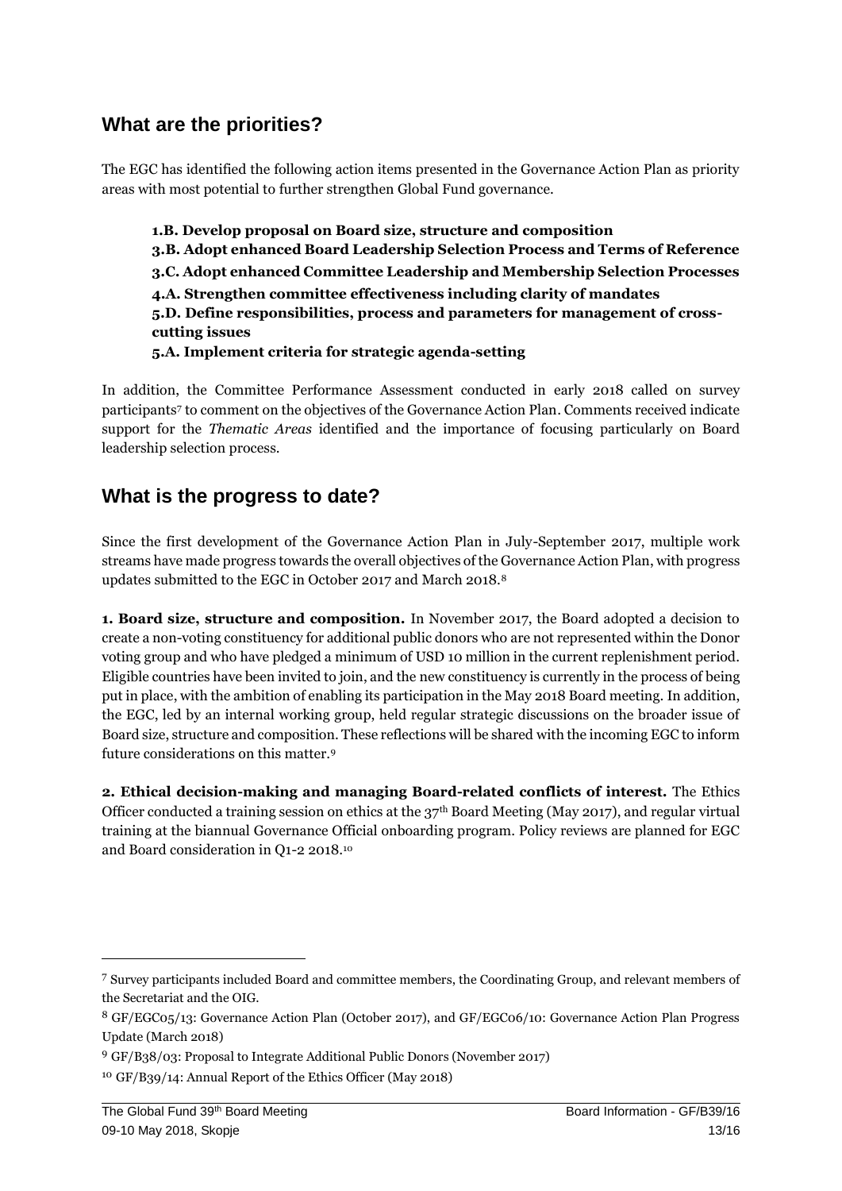## What are the priorities?

The EGC has identified the following action items presented in the Governance Action Plan as priority areas with most potential to further strengthen Global Fund governance.

> **1.B. Develop proposal on Board size, structure and composition**
> **3.B. Adopt enhanced Board Leadership Selection Process and Terms of Reference**
> **3.C. Adopt enhanced Committee Leadership and Membership Selection Processes**
> **4.A. Strengthen committee effectiveness including clarity of mandates**
> **5.D. Define responsibilities, process and parameters for management of cross-cutting issues**
> **5.A. Implement criteria for strategic agenda-setting**

In addition, the Committee Performance Assessment conducted in early 2018 called on survey participants[7] to comment on the objectives of the Governance Action Plan. Comments received indicate support for the *Thematic Areas* identified and the importance of focusing particularly on Board leadership selection process.

## What is the progress to date?

Since the first development of the Governance Action Plan in July-September 2017, multiple work streams have made progress towards the overall objectives of the Governance Action Plan, with progress updates submitted to the EGC in October 2017 and March 2018.[8]

**1. Board size, structure and composition.** In November 2017, the Board adopted a decision to create a non-voting constituency for additional public donors who are not represented within the Donor voting group and who have pledged a minimum of USD 10 million in the current replenishment period. Eligible countries have been invited to join, and the new constituency is currently in the process of being put in place, with the ambition of enabling its participation in the May 2018 Board meeting. In addition, the EGC, led by an internal working group, held regular strategic discussions on the broader issue of Board size, structure and composition. These reflections will be shared with the incoming EGC to inform future considerations on this matter.[9]

**2. Ethical decision-making and managing Board-related conflicts of interest.** The Ethics Officer conducted a training session on ethics at the 37th Board Meeting (May 2017), and regular virtual training at the biannual Governance Official onboarding program. Policy reviews are planned for EGC and Board consideration in Q1-2 2018.[10]

---

[7] Survey participants included Board and committee members, the Coordinating Group, and relevant members of the Secretariat and the OIG.

[8] GF/EGC05/13: Governance Action Plan (October 2017), and GF/EGC06/10: Governance Action Plan Progress Update (March 2018)

[9] GF/B38/03: Proposal to Integrate Additional Public Donors (November 2017)

[10] GF/B39/14: Annual Report of the Ethics Officer (May 2018)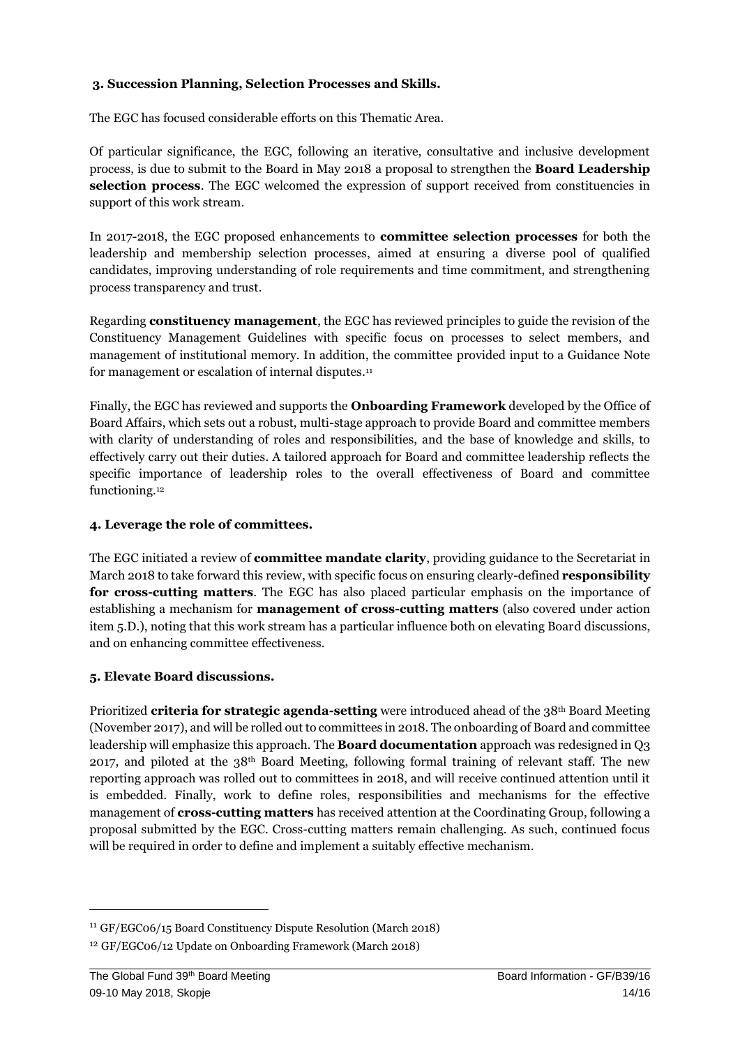### 3. Succession Planning, Selection Processes and Skills.

The EGC has focused considerable efforts on this Thematic Area.

Of particular significance, the EGC, following an iterative, consultative and inclusive development process, is due to submit to the Board in May 2018 a proposal to strengthen the **Board Leadership selection process**. The EGC welcomed the expression of support received from constituencies in support of this work stream.

In 2017-2018, the EGC proposed enhancements to **committee selection processes** for both the leadership and membership selection processes, aimed at ensuring a diverse pool of qualified candidates, improving understanding of role requirements and time commitment, and strengthening process transparency and trust.

Regarding **constituency management**, the EGC has reviewed principles to guide the revision of the Constituency Management Guidelines with specific focus on processes to select members, and management of institutional memory. In addition, the committee provided input to a Guidance Note for management or escalation of internal disputes.[11]

Finally, the EGC has reviewed and supports the **Onboarding Framework** developed by the Office of Board Affairs, which sets out a robust, multi-stage approach to provide Board and committee members with clarity of understanding of roles and responsibilities, and the base of knowledge and skills, to effectively carry out their duties. A tailored approach for Board and committee leadership reflects the specific importance of leadership roles to the overall effectiveness of Board and committee functioning.[12]

### 4. Leverage the role of committees.

The EGC initiated a review of **committee mandate clarity**, providing guidance to the Secretariat in March 2018 to take forward this review, with specific focus on ensuring clearly-defined **responsibility for cross-cutting matters**. The EGC has also placed particular emphasis on the importance of establishing a mechanism for **management of cross-cutting matters** (also covered under action item 5.D.), noting that this work stream has a particular influence both on elevating Board discussions, and on enhancing committee effectiveness.

### 5. Elevate Board discussions.

Prioritized **criteria for strategic agenda-setting** were introduced ahead of the 38th Board Meeting (November 2017), and will be rolled out to committees in 2018. The onboarding of Board and committee leadership will emphasize this approach. The **Board documentation** approach was redesigned in Q3 2017, and piloted at the 38th Board Meeting, following formal training of relevant staff. The new reporting approach was rolled out to committees in 2018, and will receive continued attention until it is embedded. Finally, work to define roles, responsibilities and mechanisms for the effective management of **cross-cutting matters** has received attention at the Coordinating Group, following a proposal submitted by the EGC. Cross-cutting matters remain challenging. As such, continued focus will be required in order to define and implement a suitably effective mechanism.

---

[11] GF/EGC06/15 Board Constituency Dispute Resolution (March 2018)

[12] GF/EGC06/12 Update on Onboarding Framework (March 2018)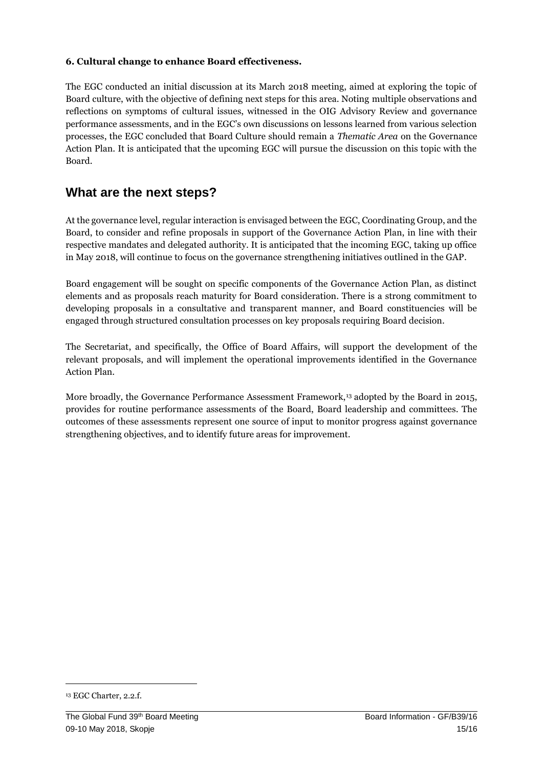**6. Cultural change to enhance Board effectiveness.**

The EGC conducted an initial discussion at its March 2018 meeting, aimed at exploring the topic of Board culture, with the objective of defining next steps for this area. Noting multiple observations and reflections on symptoms of cultural issues, witnessed in the OIG Advisory Review and governance performance assessments, and in the EGC's own discussions on lessons learned from various selection processes, the EGC concluded that Board Culture should remain a *Thematic Area* on the Governance Action Plan. It is anticipated that the upcoming EGC will pursue the discussion on this topic with the Board.

## What are the next steps?

At the governance level, regular interaction is envisaged between the EGC, Coordinating Group, and the Board, to consider and refine proposals in support of the Governance Action Plan, in line with their respective mandates and delegated authority. It is anticipated that the incoming EGC, taking up office in May 2018, will continue to focus on the governance strengthening initiatives outlined in the GAP.

Board engagement will be sought on specific components of the Governance Action Plan, as distinct elements and as proposals reach maturity for Board consideration. There is a strong commitment to developing proposals in a consultative and transparent manner, and Board constituencies will be engaged through structured consultation processes on key proposals requiring Board decision.

The Secretariat, and specifically, the Office of Board Affairs, will support the development of the relevant proposals, and will implement the operational improvements identified in the Governance Action Plan.

More broadly, the Governance Performance Assessment Framework,[13] adopted by the Board in 2015, provides for routine performance assessments of the Board, Board leadership and committees. The outcomes of these assessments represent one source of input to monitor progress against governance strengthening objectives, and to identify future areas for improvement.

[13] EGC Charter, 2.2.f.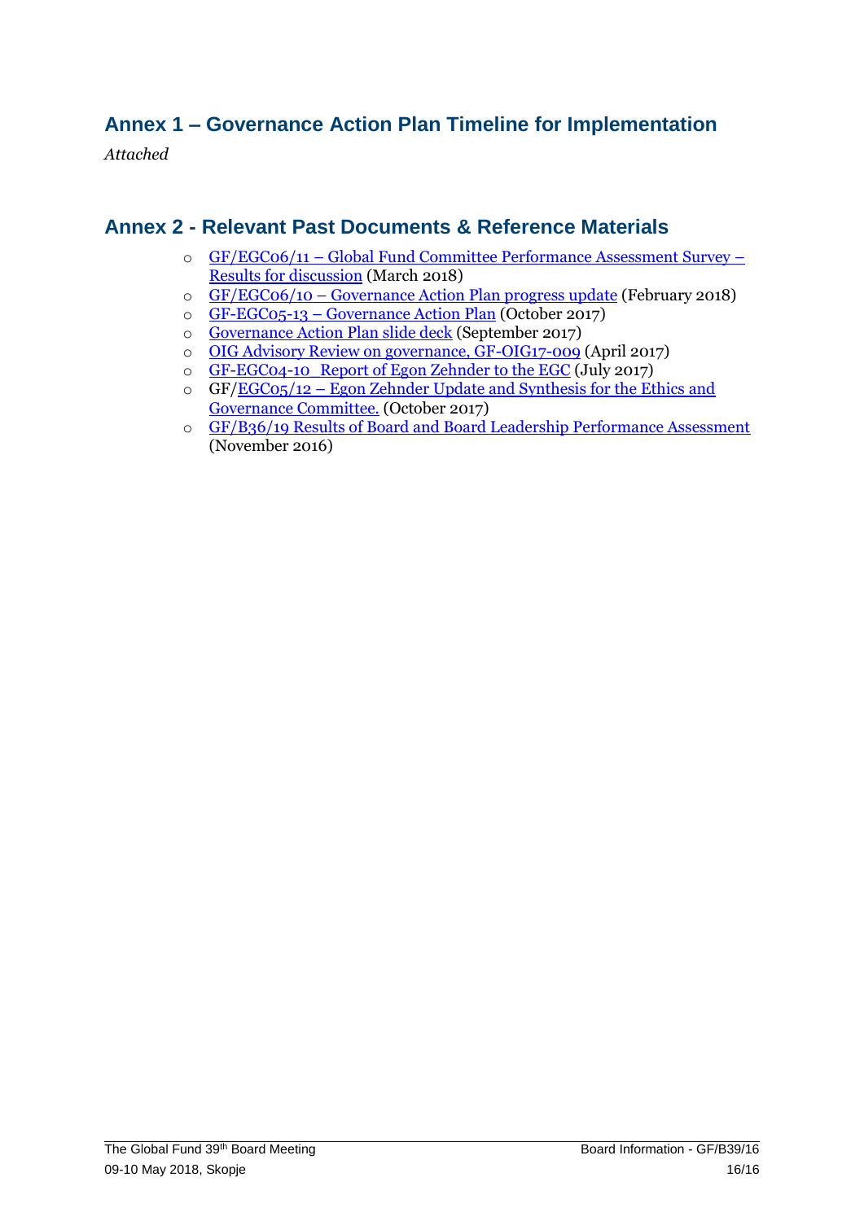## Annex 1 – Governance Action Plan Timeline for Implementation

*Attached*

## Annex 2 - Relevant Past Documents & Reference Materials

- GF/EGC06/11 – Global Fund Committee Performance Assessment Survey – Results for discussion (March 2018)
- GF/EGC06/10 – Governance Action Plan progress update (February 2018)
- GF-EGC05-13 – Governance Action Plan (October 2017)
- Governance Action Plan slide deck (September 2017)
- OIG Advisory Review on governance, GF-OIG17-009 (April 2017)
- GF-EGC04-10 Report of Egon Zehnder to the EGC (July 2017)
- GF/EGC05/12 – Egon Zehnder Update and Synthesis for the Ethics and Governance Committee. (October 2017)
- GF/B36/19 Results of Board and Board Leadership Performance Assessment (November 2016)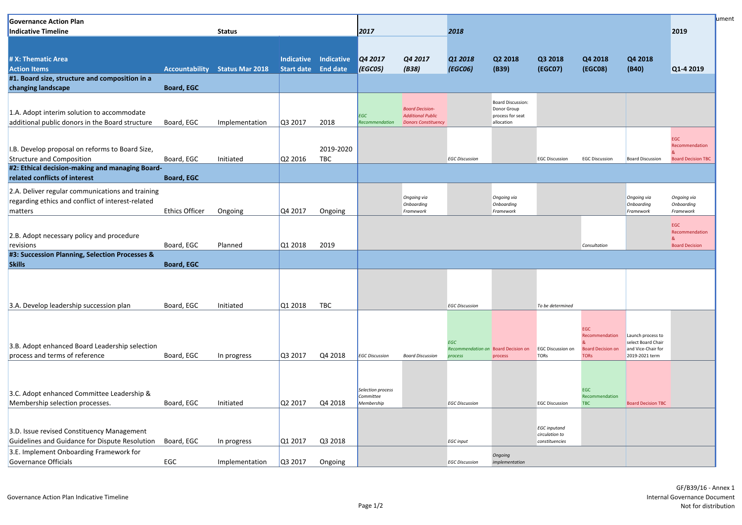| Governance Action Plan Indicative Timeline | | Status | | | 2017 | | 2018 | | | | | 2019 |
|---|---|---|---|---|---|---|---|---|---|---|---|---|
| # X: Thematic Area Action Items | Accountability | Status Mar 2018 | Indicative Start date | Indicative End date | Q4 2017 (EGC05) | Q4 2017 (B38) | Q1 2018 (EGC06) | Q2 2018 (B39) | Q3 2018 (EGC07) | Q4 2018 (EGC08) | Q4 2018 (B40) | Q1-4 2019 |
| **#1. Board size, structure and composition in a changing landscape** | **Board, EGC** | | | | | | | | | | | |
| 1.A. Adopt interim solution to accommodate additional public donors in the Board structure | Board, EGC | Implementation | Q3 2017 | 2018 | *EGC Recommendation* | *Board Decision- Additional Public Donors Constituency* | | Board Discussion: Donor Group process for seat allocation | | | | |
| I.B. Develop proposal on reforms to Board Size, Structure and Composition | Board, EGC | Initiated | Q2 2016 | 2019-2020 TBC | | | EGC Discussion | | EGC Discussion | EGC Discussion | Board Discussion | EGC Recommendation & Board Decision TBC |
| **#2: Ethical decision-making and managing Board-related conflicts of interest** | **Board, EGC** | | | | | | | | | | | |
| 2.A. Deliver regular communications and training regarding ethics and conflict of interest-related matters | Ethics Officer | Ongoing | Q4 2017 | Ongoing | | *Ongoing via Onboarding Framework* | | *Ongoing via Onboarding Framework* | | | *Ongoing via Onboarding Framework* | *Ongoing via Onboarding Framework* |
| 2.B. Adopt necessary policy and procedure revisions | Board, EGC | Planned | Q1 2018 | 2019 | | | | | | *Consultation* | | EGC Recommendation & Board Decision |
| **#3: Succession Planning, Selection Processes & Skills** | **Board, EGC** | | | | | | | | | | | |
| 3.A. Develop leadership succession plan | Board, EGC | Initiated | Q1 2018 | TBC | | | *EGC Discussion* | | *To be determined* | | | |
| 3.B. Adopt enhanced Board Leadership selection process and terms of reference | Board, EGC | In progress | Q3 2017 | Q4 2018 | *EGC Discussion* | *Board Discussion* | EGC Recommendation on process | Board Decision on process | EGC Discussion on TORs | EGC Recommendation & Board Decision on TORs | Launch process to select Board Chair and Vice-Chair for 2019-2021 term | |
| 3.C. Adopt enhanced Committee Leadership & Membership selection processes. | Board, EGC | Initiated | Q2 2017 | Q4 2018 | *Selection process Committee Membership* | | *EGC Discussion* | | EGC Discussion | EGC Recommendation TBC | Board Decision TBC | |
| 3.D. Issue revised Constituency Management Guidelines and Guidance for Dispute Resolution | Board, EGC | In progress | Q1 2017 | Q3 2018 | | | *EGC input* | | *EGC inputand circulation to constituencies* | | | |
| 3.E. Implement Onboarding Framework for Governance Officials | EGC | Implementation | Q3 2017 | Ongoing | | | *EGC Discussion* | *Ongoing implementation* | | | | |

Governance Action Plan Indicative Timeline

GF/B39/16 - Annex 1
Internal Governance Document
Not for distribution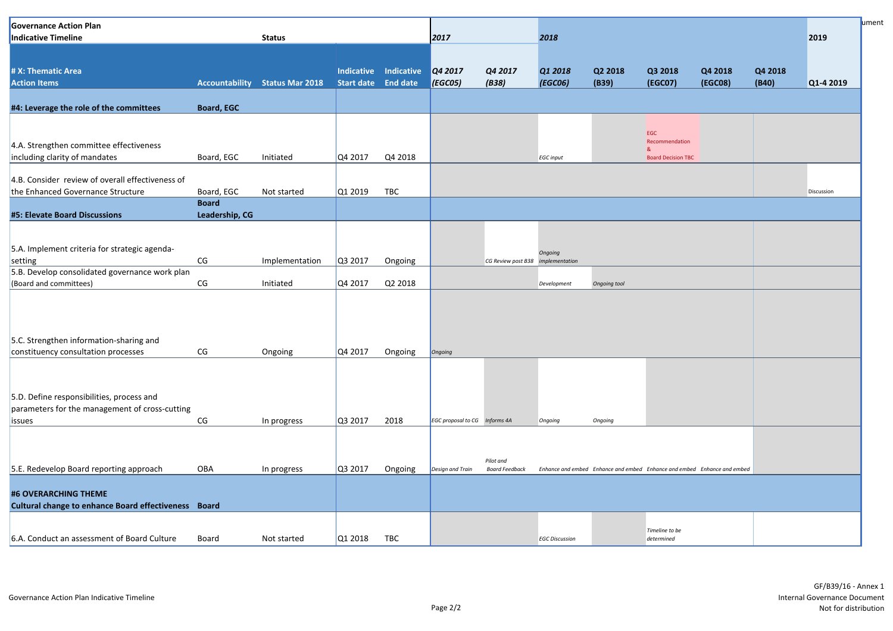| Governance Action Plan Indicative Timeline | | Status | | | 2017 | | 2018 | | | | | 2019 |
|---|---|---|---|---|---|---|---|---|---|---|---|---|
| # X: Thematic Area Action Items | Accountability | Status Mar 2018 | Indicative Start date | Indicative End date | Q4 2017 (EGC05) | Q4 2017 (B38) | Q1 2018 (EGC06) | Q2 2018 (B39) | Q3 2018 (EGC07) | Q4 2018 (EGC08) | Q4 2018 (B40) | Q1-4 2019 |
| **#4: Leverage the role of the committees** | **Board, EGC** | | | | | | | | | | | |
| 4.A. Strengthen committee effectiveness including clarity of mandates | Board, EGC | Initiated | Q4 2017 | Q4 2018 | | | *EGC input* | | EGC Recommendation & Board Decision TBC | | | |
| 4.B. Consider review of overall effectiveness of the Enhanced Governance Structure | Board, EGC | Not started | Q1 2019 | TBC | | | | | | | | Discussion |
| **#5: Elevate Board Discussions** | **Board Leadership, CG** | | | | | | | | | | | |
| 5.A. Implement criteria for strategic agenda-setting | CG | Implementation | Q3 2017 | Ongoing | | *CG Review post B38* | *Ongoing implementation* | | | | | |
| 5.B. Develop consolidated governance work plan (Board and committees) | CG | Initiated | Q4 2017 | Q2 2018 | | | *Development* | *Ongoing tool* | | | | |
| 5.C. Strengthen information-sharing and constituency consultation processes | CG | Ongoing | Q4 2017 | Ongoing | *Ongoing* | | | | | | | |
| 5.D. Define responsibilities, process and parameters for the management of cross-cutting issues | CG | In progress | Q3 2017 | 2018 | *EGC proposal to CG* | *Informs 4A* | *Ongoing* | *Ongoing* | | | | |
| 5.E. Redevelop Board reporting approach | OBA | In progress | Q3 2017 | Ongoing | *Design and Train* | *Pilot and Board Feedback* | *Enhance and embed* | *Enhance and embed* | *Enhance and embed* | *Enhance and embed* | | |
| **#6 OVERARCHING THEME Cultural change to enhance Board effectiveness** | **Board** | | | | | | | | | | | |
| 6.A. Conduct an assessment of Board Culture | Board | Not started | Q1 2018 | TBC | | | *EGC Discussion* | | *Timeline to be determined* | | | |

Governance Action Plan Indicative Timeline

GF/B39/16 - Annex 1
Internal Governance Document
Not for distribution